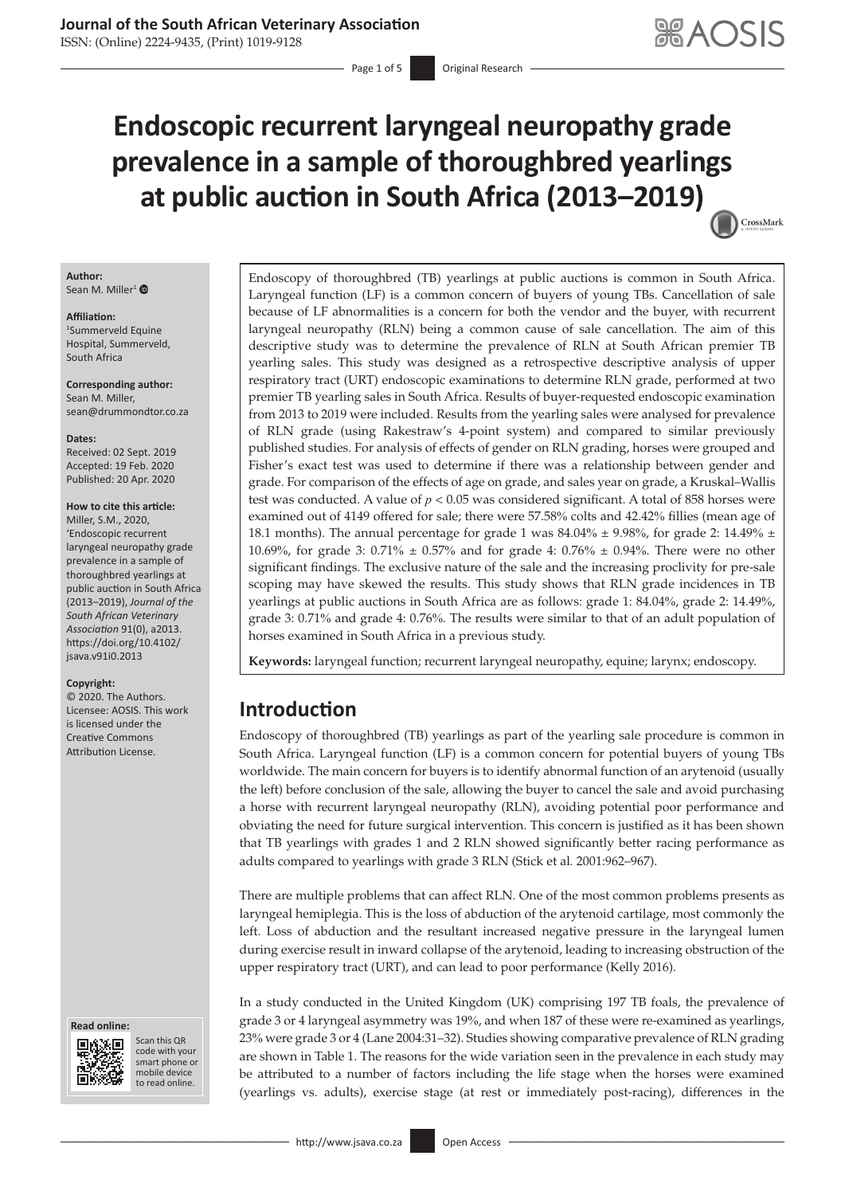# Endoscopic recurrent laryngeal neuropathy grade prevalence in a sample of thoroughbred yearlings at public auction in South Africa (2013–2019)

**Author:**
Sean M. Miller[1]

**Affiliation:**
[1]Summerveld Equine Hospital, Summerveld, South Africa

**Corresponding author:**
Sean M. Miller,
sean@drummondtor.co.za

**Dates:**
Received: 02 Sept. 2019
Accepted: 19 Feb. 2020
Published: 20 Apr. 2020

**How to cite this article:**
Miller, S.M., 2020, 'Endoscopic recurrent laryngeal neuropathy grade prevalence in a sample of thoroughbred yearlings at public auction in South Africa (2013–2019), *Journal of the South African Veterinary Association* 91(0), a2013. https://doi.org/10.4102/jsava.v91i0.2013

**Copyright:**
© 2020. The Authors. Licensee: AOSIS. This work is licensed under the Creative Commons Attribution License.

Endoscopy of thoroughbred (TB) yearlings at public auctions is common in South Africa. Laryngeal function (LF) is a common concern of buyers of young TBs. Cancellation of sale because of LF abnormalities is a concern for both the vendor and the buyer, with recurrent laryngeal neuropathy (RLN) being a common cause of sale cancellation. The aim of this descriptive study was to determine the prevalence of RLN at South African premier TB yearling sales. This study was designed as a retrospective descriptive analysis of upper respiratory tract (URT) endoscopic examinations to determine RLN grade, performed at two premier TB yearling sales in South Africa. Results of buyer-requested endoscopic examination from 2013 to 2019 were included. Results from the yearling sales were analysed for prevalence of RLN grade (using Rakestraw's 4-point system) and compared to similar previously published studies. For analysis of effects of gender on RLN grading, horses were grouped and Fisher's exact test was used to determine if there was a relationship between gender and grade. For comparison of the effects of age on grade, and sales year on grade, a Kruskal–Wallis test was conducted. A value of $p < 0.05$ was considered significant. A total of 858 horses were examined out of 4149 offered for sale; there were 57.58% colts and 42.42% fillies (mean age of 18.1 months). The annual percentage for grade 1 was 84.04% ± 9.98%, for grade 2: 14.49% ± 10.69%, for grade 3: 0.71% ± 0.57% and for grade 4: 0.76% ± 0.94%. There were no other significant findings. The exclusive nature of the sale and the increasing proclivity for pre-sale scoping may have skewed the results. This study shows that RLN grade incidences in TB yearlings at public auctions in South Africa are as follows: grade 1: 84.04%, grade 2: 14.49%, grade 3: 0.71% and grade 4: 0.76%. The results were similar to that of an adult population of horses examined in South Africa in a previous study.

**Keywords:** laryngeal function; recurrent laryngeal neuropathy, equine; larynx; endoscopy.

## Introduction

Endoscopy of thoroughbred (TB) yearlings as part of the yearling sale procedure is common in South Africa. Laryngeal function (LF) is a common concern for potential buyers of young TBs worldwide. The main concern for buyers is to identify abnormal function of an arytenoid (usually the left) before conclusion of the sale, allowing the buyer to cancel the sale and avoid purchasing a horse with recurrent laryngeal neuropathy (RLN), avoiding potential poor performance and obviating the need for future surgical intervention. This concern is justified as it has been shown that TB yearlings with grades 1 and 2 RLN showed significantly better racing performance as adults compared to yearlings with grade 3 RLN (Stick et al. 2001:962–967).

There are multiple problems that can affect RLN. One of the most common problems presents as laryngeal hemiplegia. This is the loss of abduction of the arytenoid cartilage, most commonly the left. Loss of abduction and the resultant increased negative pressure in the laryngeal lumen during exercise result in inward collapse of the arytenoid, leading to increasing obstruction of the upper respiratory tract (URT), and can lead to poor performance (Kelly 2016).

In a study conducted in the United Kingdom (UK) comprising 197 TB foals, the prevalence of grade 3 or 4 laryngeal asymmetry was 19%, and when 187 of these were re-examined as yearlings, 23% were grade 3 or 4 (Lane 2004:31–32). Studies showing comparative prevalence of RLN grading are shown in Table 1. The reasons for the wide variation seen in the prevalence in each study may be attributed to a number of factors including the life stage when the horses were examined (yearlings vs. adults), exercise stage (at rest or immediately post-racing), differences in the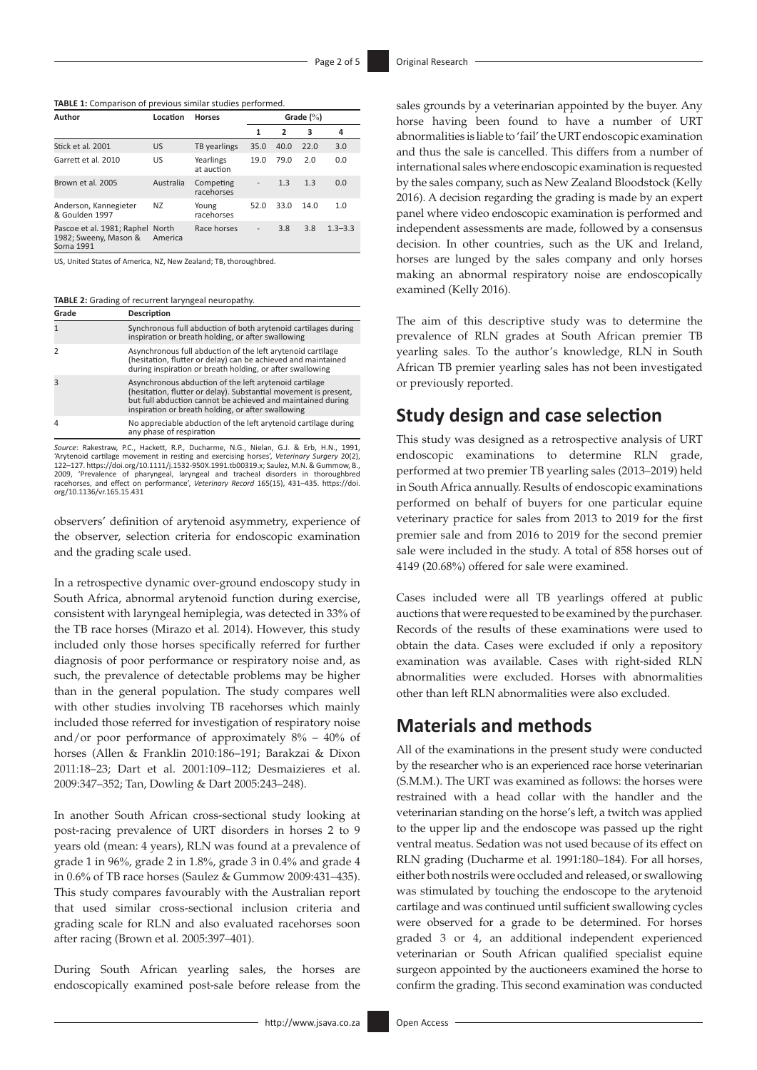**TABLE 1:** Comparison of previous similar studies performed.

| Author | Location | Horses | Grade (%) | | | |
|---|---|---|---|---|---|---|
| | | | 1 | 2 | 3 | 4 |
| Stick et al. 2001 | US | TB yearlings | 35.0 | 40.0 | 22.0 | 3.0 |
| Garrett et al. 2010 | US | Yearlings at auction | 19.0 | 79.0 | 2.0 | 0.0 |
| Brown et al. 2005 | Australia | Competing racehorses | - | 1.3 | 1.3 | 0.0 |
| Anderson, Kannegieter & Goulden 1997 | NZ | Young racehorses | 52.0 | 33.0 | 14.0 | 1.0 |
| Pascoe et al. 1981; Raphel 1982; Sweeny, Mason & Soma 1991 | North America | Race horses | - | 3.8 | 3.8 | 1.3–3.3 |

US, United States of America, NZ, New Zealand; TB, thoroughbred.

**TABLE 2:** Grading of recurrent laryngeal neuropathy.

| Grade | Description |
|---|---|
| 1 | Synchronous full abduction of both arytenoid cartilages during inspiration or breath holding, or after swallowing |
| 2 | Asynchronous full abduction of the left arytenoid cartilage (hesitation, flutter or delay) can be achieved and maintained during inspiration or breath holding, or after swallowing |
| 3 | Asynchronous abduction of the left arytenoid cartilage (hesitation, flutter or delay). Substantial movement is present, but full abduction cannot be achieved and maintained during inspiration or breath holding, or after swallowing |
| 4 | No appreciable abduction of the left arytenoid cartilage during any phase of respiration |

*Source*: Rakestraw, P.C., Hackett, R.P., Ducharme, N.G., Nielan, G.J. & Erb, H.N., 1991, 'Arytenoid cartilage movement in resting and exercising horses', *Veterinary Surgery* 20(2), 122–127. https://doi.org/10.1111/j.1532-950X.1991.tb00319.x; Saulez, M.N. & Gummow, B., 2009, 'Prevalence of pharyngeal, laryngeal and tracheal disorders in thoroughbred racehorses, and effect on performance', *Veterinary Record* 165(15), 431–435. https://doi.org/10.1136/vr.165.15.431

observers' definition of arytenoid asymmetry, experience of the observer, selection criteria for endoscopic examination and the grading scale used.

In a retrospective dynamic over-ground endoscopy study in South Africa, abnormal arytenoid function during exercise, consistent with laryngeal hemiplegia, was detected in 33% of the TB race horses (Mirazo et al. 2014). However, this study included only those horses specifically referred for further diagnosis of poor performance or respiratory noise and, as such, the prevalence of detectable problems may be higher than in the general population. The study compares well with other studies involving TB racehorses which mainly included those referred for investigation of respiratory noise and/or poor performance of approximately 8% – 40% of horses (Allen & Franklin 2010:186–191; Barakzai & Dixon 2011:18–23; Dart et al. 2001:109–112; Desmaizieres et al. 2009:347–352; Tan, Dowling & Dart 2005:243–248).

In another South African cross-sectional study looking at post-racing prevalence of URT disorders in horses 2 to 9 years old (mean: 4 years), RLN was found at a prevalence of grade 1 in 96%, grade 2 in 1.8%, grade 3 in 0.4% and grade 4 in 0.6% of TB race horses (Saulez & Gummow 2009:431–435). This study compares favourably with the Australian report that used similar cross-sectional inclusion criteria and grading scale for RLN and also evaluated racehorses soon after racing (Brown et al. 2005:397–401).

During South African yearling sales, the horses are endoscopically examined post-sale before release from the sales grounds by a veterinarian appointed by the buyer. Any horse having been found to have a number of URT abnormalities is liable to 'fail' the URT endoscopic examination and thus the sale is cancelled. This differs from a number of international sales where endoscopic examination is requested by the sales company, such as New Zealand Bloodstock (Kelly 2016). A decision regarding the grading is made by an expert panel where video endoscopic examination is performed and independent assessments are made, followed by a consensus decision. In other countries, such as the UK and Ireland, horses are lunged by the sales company and only horses making an abnormal respiratory noise are endoscopically examined (Kelly 2016).

The aim of this descriptive study was to determine the prevalence of RLN grades at South African premier TB yearling sales. To the author's knowledge, RLN in South African TB premier yearling sales has not been investigated or previously reported.

## Study design and case selection

This study was designed as a retrospective analysis of URT endoscopic examinations to determine RLN grade, performed at two premier TB yearling sales (2013–2019) held in South Africa annually. Results of endoscopic examinations performed on behalf of buyers for one particular equine veterinary practice for sales from 2013 to 2019 for the first premier sale and from 2016 to 2019 for the second premier sale were included in the study. A total of 858 horses out of 4149 (20.68%) offered for sale were examined.

Cases included were all TB yearlings offered at public auctions that were requested to be examined by the purchaser. Records of the results of these examinations were used to obtain the data. Cases were excluded if only a repository examination was available. Cases with right-sided RLN abnormalities were excluded. Horses with abnormalities other than left RLN abnormalities were also excluded.

## Materials and methods

All of the examinations in the present study were conducted by the researcher who is an experienced race horse veterinarian (S.M.M.). The URT was examined as follows: the horses were restrained with a head collar with the handler and the veterinarian standing on the horse's left, a twitch was applied to the upper lip and the endoscope was passed up the right ventral meatus. Sedation was not used because of its effect on RLN grading (Ducharme et al. 1991:180–184). For all horses, either both nostrils were occluded and released, or swallowing was stimulated by touching the endoscope to the arytenoid cartilage and was continued until sufficient swallowing cycles were observed for a grade to be determined. For horses graded 3 or 4, an additional independent experienced veterinarian or South African qualified specialist equine surgeon appointed by the auctioneers examined the horse to confirm the grading. This second examination was conducted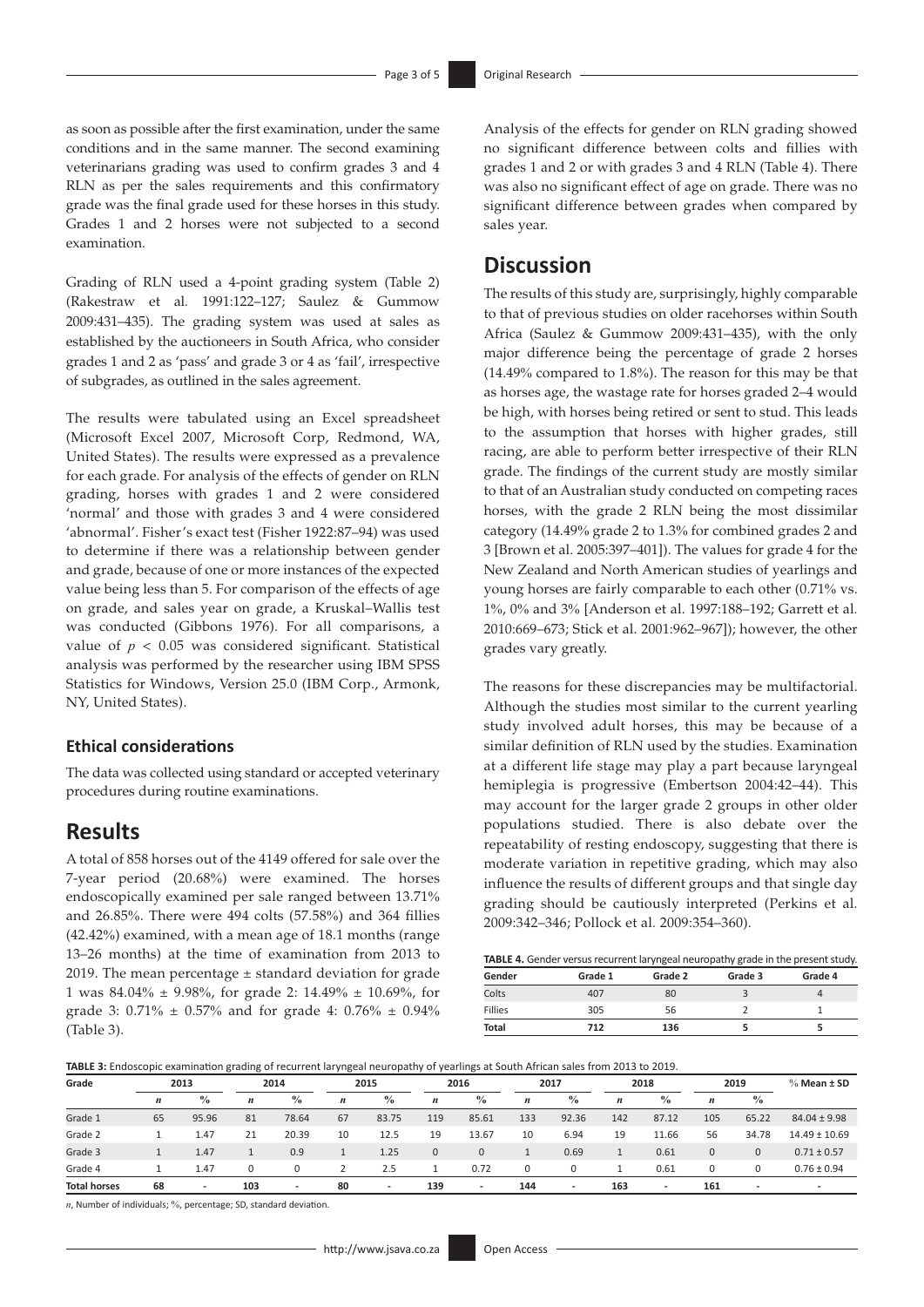as soon as possible after the first examination, under the same conditions and in the same manner. The second examining veterinarians grading was used to confirm grades 3 and 4 RLN as per the sales requirements and this confirmatory grade was the final grade used for these horses in this study. Grades 1 and 2 horses were not subjected to a second examination.

Grading of RLN used a 4-point grading system (Table 2) (Rakestraw et al. 1991:122–127; Saulez & Gummow 2009:431–435). The grading system was used at sales as established by the auctioneers in South Africa, who consider grades 1 and 2 as 'pass' and grade 3 or 4 as 'fail', irrespective of subgrades, as outlined in the sales agreement.

The results were tabulated using an Excel spreadsheet (Microsoft Excel 2007, Microsoft Corp, Redmond, WA, United States). The results were expressed as a prevalence for each grade. For analysis of the effects of gender on RLN grading, horses with grades 1 and 2 were considered 'normal' and those with grades 3 and 4 were considered 'abnormal'. Fisher's exact test (Fisher 1922:87–94) was used to determine if there was a relationship between gender and grade, because of one or more instances of the expected value being less than 5. For comparison of the effects of age on grade, and sales year on grade, a Kruskal–Wallis test was conducted (Gibbons 1976). For all comparisons, a value of $p < 0.05$ was considered significant. Statistical analysis was performed by the researcher using IBM SPSS Statistics for Windows, Version 25.0 (IBM Corp., Armonk, NY, United States).

### Ethical considerations

The data was collected using standard or accepted veterinary procedures during routine examinations.

## Results

A total of 858 horses out of the 4149 offered for sale over the 7-year period (20.68%) were examined. The horses endoscopically examined per sale ranged between 13.71% and 26.85%. There were 494 colts (57.58%) and 364 fillies (42.42%) examined, with a mean age of 18.1 months (range 13–26 months) at the time of examination from 2013 to 2019. The mean percentage ± standard deviation for grade 1 was 84.04% ± 9.98%, for grade 2: 14.49% ± 10.69%, for grade 3: 0.71% ± 0.57% and for grade 4: 0.76% ± 0.94% (Table 3).

Analysis of the effects for gender on RLN grading showed no significant difference between colts and fillies with grades 1 and 2 or with grades 3 and 4 RLN (Table 4). There was also no significant effect of age on grade. There was no significant difference between grades when compared by sales year.

## Discussion

The results of this study are, surprisingly, highly comparable to that of previous studies on older racehorses within South Africa (Saulez & Gummow 2009:431–435), with the only major difference being the percentage of grade 2 horses (14.49% compared to 1.8%). The reason for this may be that as horses age, the wastage rate for horses graded 2–4 would be high, with horses being retired or sent to stud. This leads to the assumption that horses with higher grades, still racing, are able to perform better irrespective of their RLN grade. The findings of the current study are mostly similar to that of an Australian study conducted on competing races horses, with the grade 2 RLN being the most dissimilar category (14.49% grade 2 to 1.3% for combined grades 2 and 3 [Brown et al. 2005:397–401]). The values for grade 4 for the New Zealand and North American studies of yearlings and young horses are fairly comparable to each other (0.71% vs. 1%, 0% and 3% [Anderson et al. 1997:188–192; Garrett et al. 2010:669–673; Stick et al. 2001:962–967]); however, the other grades vary greatly.

The reasons for these discrepancies may be multifactorial. Although the studies most similar to the current yearling study involved adult horses, this may be because of a similar definition of RLN used by the studies. Examination at a different life stage may play a part because laryngeal hemiplegia is progressive (Embertson 2004:42–44). This may account for the larger grade 2 groups in other older populations studied. There is also debate over the repeatability of resting endoscopy, suggesting that there is moderate variation in repetitive grading, which may also influence the results of different groups and that single day grading should be cautiously interpreted (Perkins et al. 2009:342–346; Pollock et al. 2009:354–360).

**TABLE 4.** Gender versus recurrent laryngeal neuropathy grade in the present study.

| Gender | Grade 1 | Grade 2 | Grade 3 | Grade 4 |
|---|---|---|---|---|
| Colts | 407 | 80 | 3 | 4 |
| Fillies | 305 | 56 | 2 | 1 |
| **Total** | **712** | **136** | **5** | **5** |

**TABLE 3:** Endoscopic examination grading of recurrent laryngeal neuropathy of yearlings at South African sales from 2013 to 2019.

| Grade | 2013 | | 2014 | | 2015 | | 2016 | | 2017 | | 2018 | | 2019 | | % Mean ± SD |
|---|---|---|---|---|---|---|---|---|---|---|---|---|---|---|---|
| | *n* | % | *n* | % | *n* | % | *n* | % | *n* | % | *n* | % | *n* | % | |
| Grade 1 | 65 | 95.96 | 81 | 78.64 | 67 | 83.75 | 119 | 85.61 | 133 | 92.36 | 142 | 87.12 | 105 | 65.22 | 84.04 ± 9.98 |
| Grade 2 | 1 | 1.47 | 21 | 20.39 | 10 | 12.5 | 19 | 13.67 | 10 | 6.94 | 19 | 11.66 | 56 | 34.78 | 14.49 ± 10.69 |
| Grade 3 | 1 | 1.47 | 1 | 0.9 | 1 | 1.25 | 0 | 0 | 1 | 0.69 | 1 | 0.61 | 0 | 0 | 0.71 ± 0.57 |
| Grade 4 | 1 | 1.47 | 0 | 0 | 2 | 2.5 | 1 | 0.72 | 0 | 0 | 1 | 0.61 | 0 | 0 | 0.76 ± 0.94 |
| **Total horses** | **68** | - | **103** | - | **80** | - | **139** | - | **144** | - | **163** | - | **161** | - | - |

*n*, Number of individuals; %, percentage; SD, standard deviation.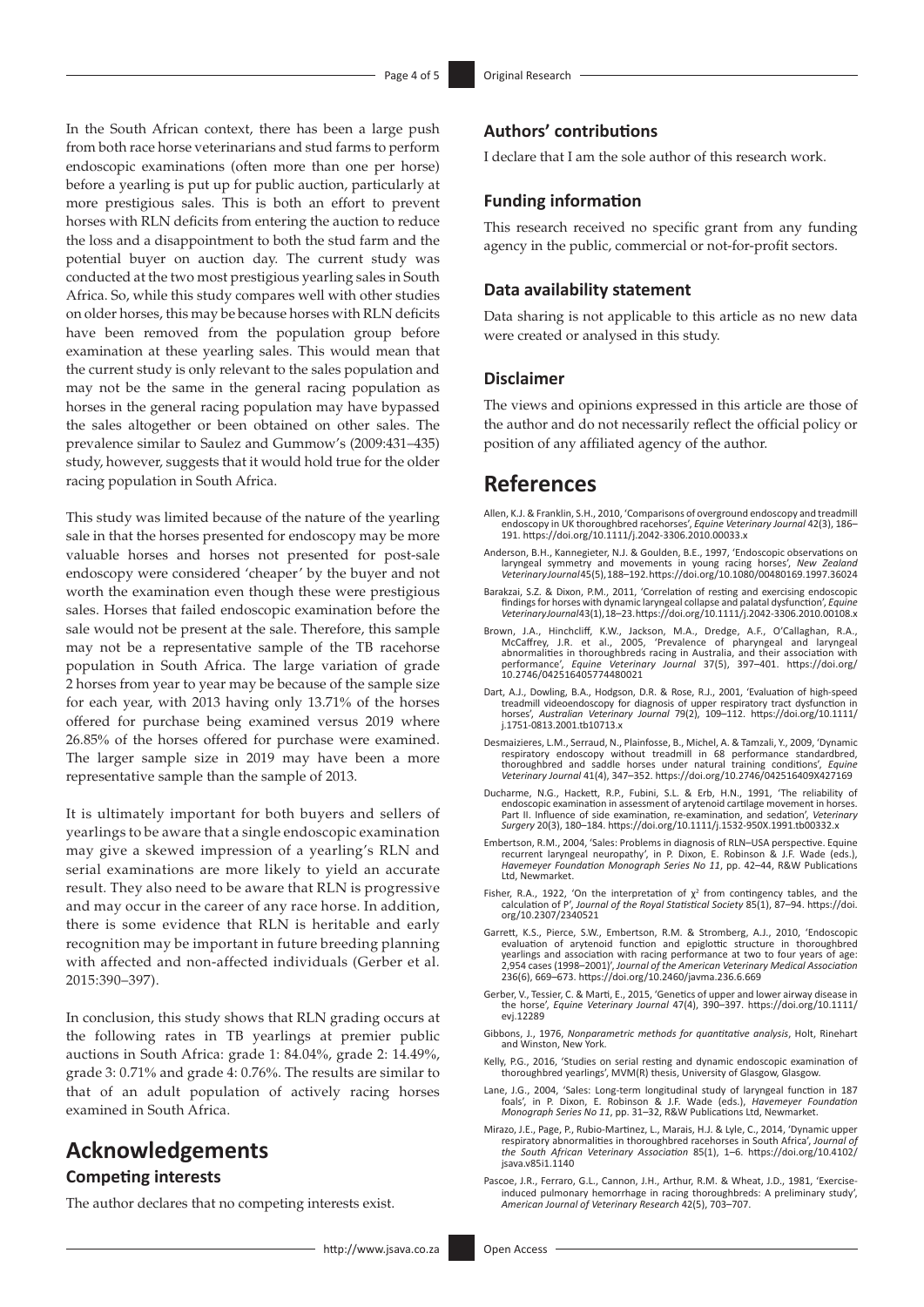In the South African context, there has been a large push from both race horse veterinarians and stud farms to perform endoscopic examinations (often more than one per horse) before a yearling is put up for public auction, particularly at more prestigious sales. This is both an effort to prevent horses with RLN deficits from entering the auction to reduce the loss and a disappointment to both the stud farm and the potential buyer on auction day. The current study was conducted at the two most prestigious yearling sales in South Africa. So, while this study compares well with other studies on older horses, this may be because horses with RLN deficits have been removed from the population group before examination at these yearling sales. This would mean that the current study is only relevant to the sales population and may not be the same in the general racing population as horses in the general racing population may have bypassed the sales altogether or been obtained on other sales. The prevalence similar to Saulez and Gummow's (2009:431–435) study, however, suggests that it would hold true for the older racing population in South Africa.

This study was limited because of the nature of the yearling sale in that the horses presented for endoscopy may be more valuable horses and horses not presented for post-sale endoscopy were considered 'cheaper' by the buyer and not worth the examination even though these were prestigious sales. Horses that failed endoscopic examination before the sale would not be present at the sale. Therefore, this sample may not be a representative sample of the TB racehorse population in South Africa. The large variation of grade 2 horses from year to year may be because of the sample size for each year, with 2013 having only 13.71% of the horses offered for purchase being examined versus 2019 where 26.85% of the horses offered for purchase were examined. The larger sample size in 2019 may have been a more representative sample than the sample of 2013.

It is ultimately important for both buyers and sellers of yearlings to be aware that a single endoscopic examination may give a skewed impression of a yearling's RLN and serial examinations are more likely to yield an accurate result. They also need to be aware that RLN is progressive and may occur in the career of any race horse. In addition, there is some evidence that RLN is heritable and early recognition may be important in future breeding planning with affected and non-affected individuals (Gerber et al. 2015:390–397).

In conclusion, this study shows that RLN grading occurs at the following rates in TB yearlings at premier public auctions in South Africa: grade 1: 84.04%, grade 2: 14.49%, grade 3: 0.71% and grade 4: 0.76%. The results are similar to that of an adult population of actively racing horses examined in South Africa.

# Acknowledgements

### Competing interests

The author declares that no competing interests exist.

### Authors' contributions

I declare that I am the sole author of this research work.

### Funding information

This research received no specific grant from any funding agency in the public, commercial or not-for-profit sectors.

### Data availability statement

Data sharing is not applicable to this article as no new data were created or analysed in this study.

### Disclaimer

The views and opinions expressed in this article are those of the author and do not necessarily reflect the official policy or position of any affiliated agency of the author.

# References

Allen, K.J. & Franklin, S.H., 2010, 'Comparisons of overground endoscopy and treadmill endoscopy in UK thoroughbred racehorses', *Equine Veterinary Journal* 42(3), 186–191. https://doi.org/10.1111/j.2042-3306.2010.00033.x

Anderson, B.H., Kannegieter, N.J. & Goulden, B.E., 1997, 'Endoscopic observations on laryngeal symmetry and movements in young racing horses', *New Zealand Veterinary Journal* 45(5), 188–192. https://doi.org/10.1080/00480169.1997.36024

Barakzai, S.Z. & Dixon, P.M., 2011, 'Correlation of resting and exercising endoscopic findings for horses with dynamic laryngeal collapse and palatal dysfunction', *Equine Veterinary Journal* 43(1), 18–23. https://doi.org/10.1111/j.2042-3306.2010.00108.x

Brown, J.A., Hinchcliff, K.W., Jackson, M.A., Dredge, A.F., O'Callaghan, R.A., McCaffrey, J.R. et al., 2005, 'Prevalence of pharyngeal and laryngeal abnormalities in thoroughbreds racing in Australia, and their association with performance', *Equine Veterinary Journal* 37(5), 397–401. https://doi.org/10.2746/042516405774480021

Dart, A.J., Dowling, B.A., Hodgson, D.R. & Rose, R.J., 2001, 'Evaluation of high-speed treadmill videoendoscopy for diagnosis of upper respiratory tract dysfunction in horses', *Australian Veterinary Journal* 79(2), 109–112. https://doi.org/10.1111/j.1751-0813.2001.tb10713.x

Desmaizieres, L.M., Serraud, N., Plainfosse, B., Michel, A. & Tamzali, Y., 2009, 'Dynamic respiratory endoscopy without treadmill in 68 performance standardbred, thoroughbred and saddle horses under natural training conditions', *Equine Veterinary Journal* 41(4), 347–352. https://doi.org/10.2746/042516409X427169

Ducharme, N.G., Hackett, R.P., Fubini, S.L. & Erb, H.N., 1991, 'The reliability of endoscopic examination in assessment of arytenoid cartilage movement in horses. Part II. Influence of side examination, re-examination, and sedation', *Veterinary Surgery* 20(3), 180–184. https://doi.org/10.1111/j.1532-950X.1991.tb00332.x

Embertson, R.M., 2004, 'Sales: Problems in diagnosis of RLN–USA perspective. Equine recurrent laryngeal neuropathy', in P. Dixon, E. Robinson & J.F. Wade (eds.), *Havemeyer Foundation Monograph Series No 11*, pp. 42–44, R&W Publications Ltd, Newmarket.

Fisher, R.A., 1922, 'On the interpretation of $\chi^2$ from contingency tables, and the calculation of P', *Journal of the Royal Statistical Society* 85(1), 87–94. https://doi.org/10.2307/2340521

Garrett, K.S., Pierce, S.W., Embertson, R.M. & Stromberg, A.J., 2010, 'Endoscopic evaluation of arytenoid function and epiglottic structure in thoroughbred yearlings and association with racing performance at two to four years of age: 2,954 cases (1998–2001)', *Journal of the American Veterinary Medical Association* 236(6), 669–673. https://doi.org/10.2460/javma.236.6.669

Gerber, V., Tessier, C. & Marti, E., 2015, 'Genetics of upper and lower airway disease in the horse', *Equine Veterinary Journal* 47(4), 390–397. https://doi.org/10.1111/evj.12289

Gibbons, J., 1976, *Nonparametric methods for quantitative analysis*, Holt, Rinehart and Winston, New York.

Kelly, P.G., 2016, 'Studies on serial resting and dynamic endoscopic examination of thoroughbred yearlings', MVM(R) thesis, University of Glasgow, Glasgow.

Lane, J.G., 2004, 'Sales: Long-term longitudinal study of laryngeal function in 187 foals', in P. Dixon, E. Robinson & J.F. Wade (eds.), *Havemeyer Foundation Monograph Series No 11*, pp. 31–32, R&W Publications Ltd, Newmarket.

Mirazo, J.E., Page, P., Rubio-Martinez, L., Marais, H.J. & Lyle, C., 2014, 'Dynamic upper respiratory abnormalities in thoroughbred racehorses in South Africa', *Journal of the South African Veterinary Association* 85(1), 1–6. https://doi.org/10.4102/jsava.v85i1.1140

Pascoe, J.R., Ferraro, G.L., Cannon, J.H., Arthur, R.M. & Wheat, J.D., 1981, 'Exercise-induced pulmonary hemorrhage in racing thoroughbreds: A preliminary study', *American Journal of Veterinary Research* 42(5), 703–707.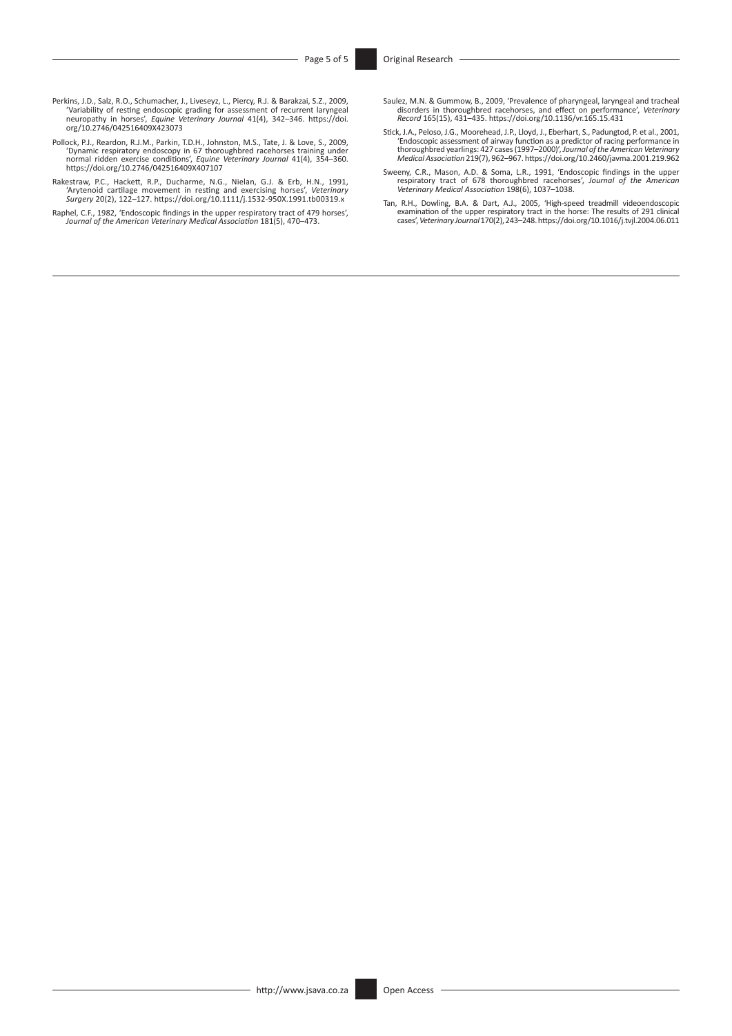Perkins, J.D., Salz, R.O., Schumacher, J., Liveseyz, L., Piercy, R.J. & Barakzai, S.Z., 2009, 'Variability of resting endoscopic grading for assessment of recurrent laryngeal neuropathy in horses', *Equine Veterinary Journal* 41(4), 342–346. https://doi.org/10.2746/042516409X423073

Pollock, P.J., Reardon, R.J.M., Parkin, T.D.H., Johnston, M.S., Tate, J. & Love, S., 2009, 'Dynamic respiratory endoscopy in 67 thoroughbred racehorses training under normal ridden exercise conditions', *Equine Veterinary Journal* 41(4), 354–360. https://doi.org/10.2746/042516409X407107

Rakestraw, P.C., Hackett, R.P., Ducharme, N.G., Nielan, G.J. & Erb, H.N., 1991, 'Arytenoid cartilage movement in resting and exercising horses', *Veterinary Surgery* 20(2), 122–127. https://doi.org/10.1111/j.1532-950X.1991.tb00319.x

Raphel, C.F., 1982, 'Endoscopic findings in the upper respiratory tract of 479 horses', *Journal of the American Veterinary Medical Association* 181(5), 470–473.

Saulez, M.N. & Gummow, B., 2009, 'Prevalence of pharyngeal, laryngeal and tracheal disorders in thoroughbred racehorses, and effect on performance', *Veterinary Record* 165(15), 431–435. https://doi.org/10.1136/vr.165.15.431

Stick, J.A., Peloso, J.G., Moorehead, J.P., Lloyd, J., Eberhart, S., Padungtod, P. et al., 2001, 'Endoscopic assessment of airway function as a predictor of racing performance in thoroughbred yearlings: 427 cases (1997–2000)', *Journal of the American Veterinary Medical Association* 219(7), 962–967. https://doi.org/10.2460/javma.2001.219.962

Sweeny, C.R., Mason, A.D. & Soma, L.R., 1991, 'Endoscopic findings in the upper respiratory tract of 678 thoroughbred racehorses', *Journal of the American Veterinary Medical Association* 198(6), 1037–1038.

Tan, R.H., Dowling, B.A. & Dart, A.J., 2005, 'High-speed treadmill videoendoscopic examination of the upper respiratory tract in the horse: The results of 291 clinical cases', *Veterinary Journal* 170(2), 243–248. https://doi.org/10.1016/j.tvjl.2004.06.011